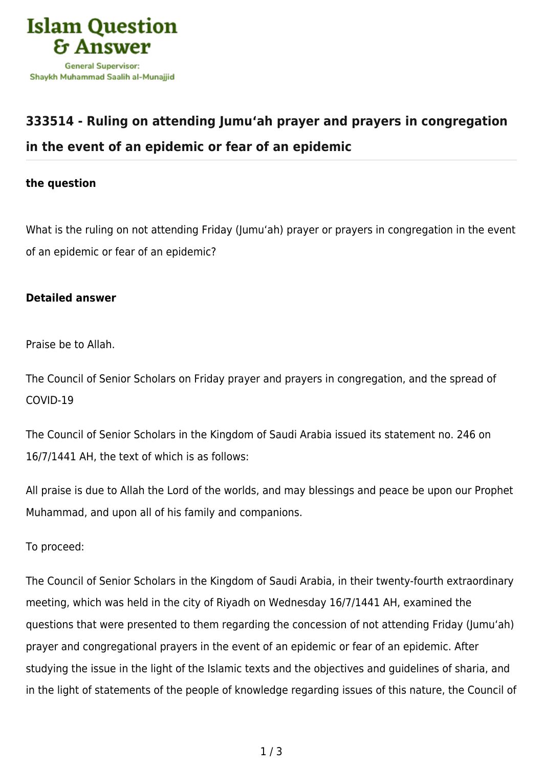# Islam Question & Answer

General Supervisor:
Shaykh Muhammad Saalih al-Munajjid

## 333514 - Ruling on attending Jumu'ah prayer and prayers in congregation in the event of an epidemic or fear of an epidemic

### the question

What is the ruling on not attending Friday (Jumu'ah) prayer or prayers in congregation in the event of an epidemic or fear of an epidemic?

### Detailed answer

Praise be to Allah.

The Council of Senior Scholars on Friday prayer and prayers in congregation, and the spread of COVID-19

The Council of Senior Scholars in the Kingdom of Saudi Arabia issued its statement no. 246 on 16/7/1441 AH, the text of which is as follows:

All praise is due to Allah the Lord of the worlds, and may blessings and peace be upon our Prophet Muhammad, and upon all of his family and companions.

To proceed:

The Council of Senior Scholars in the Kingdom of Saudi Arabia, in their twenty-fourth extraordinary meeting, which was held in the city of Riyadh on Wednesday 16/7/1441 AH, examined the questions that were presented to them regarding the concession of not attending Friday (Jumu'ah) prayer and congregational prayers in the event of an epidemic or fear of an epidemic. After studying the issue in the light of the Islamic texts and the objectives and guidelines of sharia, and in the light of statements of the people of knowledge regarding issues of this nature, the Council of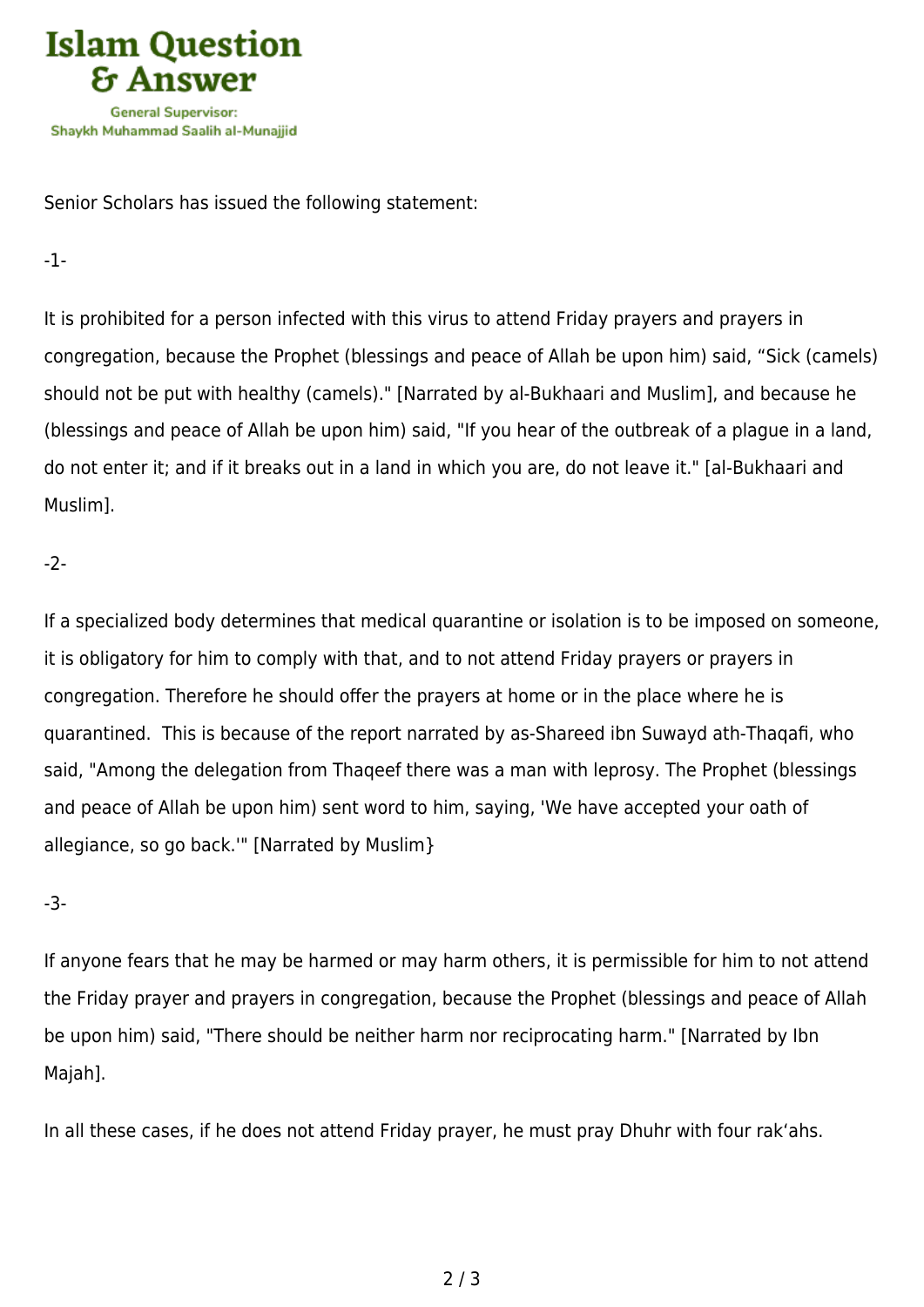Senior Scholars has issued the following statement:

-1-

It is prohibited for a person infected with this virus to attend Friday prayers and prayers in congregation, because the Prophet (blessings and peace of Allah be upon him) said, “Sick (camels) should not be put with healthy (camels)." [Narrated by al-Bukhaari and Muslim], and because he (blessings and peace of Allah be upon him) said, "If you hear of the outbreak of a plague in a land, do not enter it; and if it breaks out in a land in which you are, do not leave it." [al-Bukhaari and Muslim].

-2-

If a specialized body determines that medical quarantine or isolation is to be imposed on someone, it is obligatory for him to comply with that, and to not attend Friday prayers or prayers in congregation. Therefore he should offer the prayers at home or in the place where he is quarantined. This is because of the report narrated by as-Shareed ibn Suwayd ath-Thaqafi, who said, "Among the delegation from Thaqeef there was a man with leprosy. The Prophet (blessings and peace of Allah be upon him) sent word to him, saying, 'We have accepted your oath of allegiance, so go back.'" [Narrated by Muslim}

-3-

If anyone fears that he may be harmed or may harm others, it is permissible for him to not attend the Friday prayer and prayers in congregation, because the Prophet (blessings and peace of Allah be upon him) said, "There should be neither harm nor reciprocating harm." [Narrated by Ibn Majah].

In all these cases, if he does not attend Friday prayer, he must pray Dhuhr with four rak‘ahs.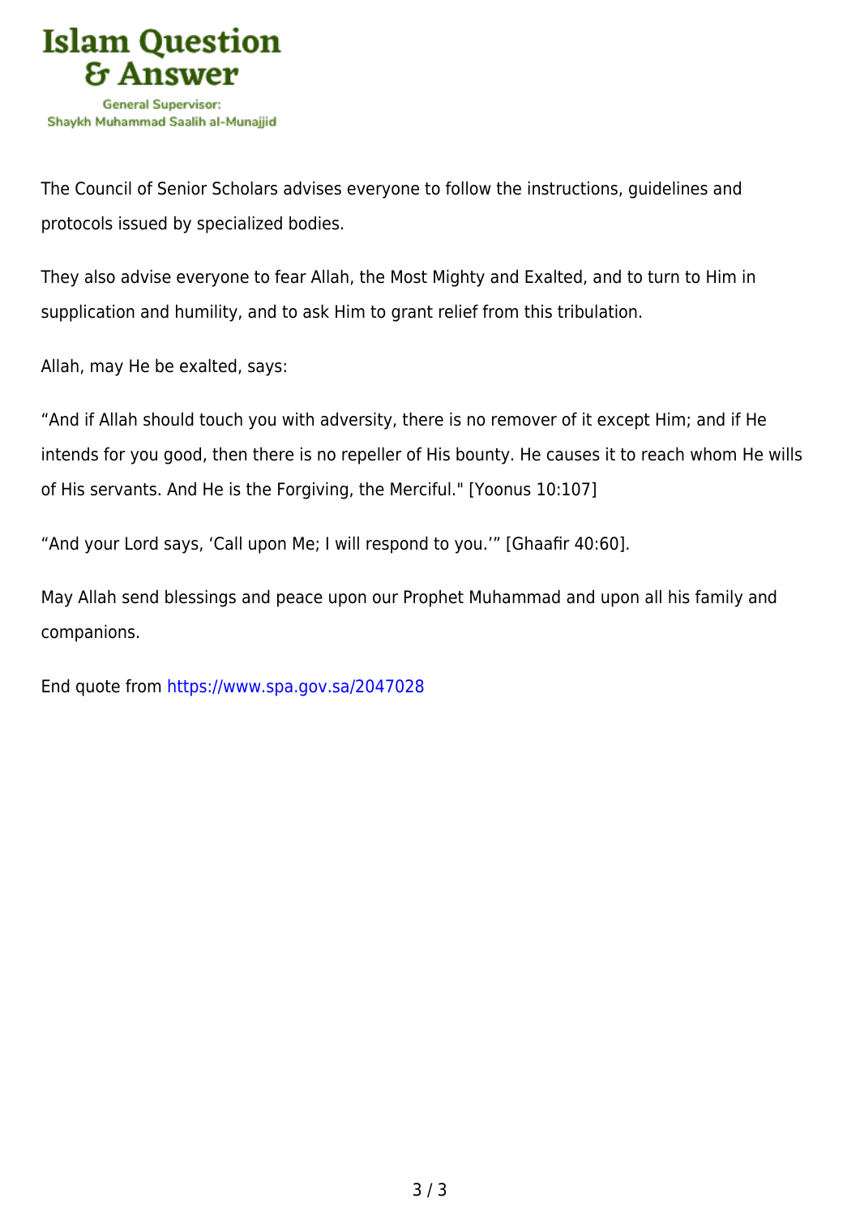The Council of Senior Scholars advises everyone to follow the instructions, guidelines and protocols issued by specialized bodies.

They also advise everyone to fear Allah, the Most Mighty and Exalted, and to turn to Him in supplication and humility, and to ask Him to grant relief from this tribulation.

Allah, may He be exalted, says:

“And if Allah should touch you with adversity, there is no remover of it except Him; and if He intends for you good, then there is no repeller of His bounty. He causes it to reach whom He wills of His servants. And He is the Forgiving, the Merciful." [Yoonus 10:107]

“And your Lord says, ‘Call upon Me; I will respond to you.’” [Ghaafir 40:60].

May Allah send blessings and peace upon our Prophet Muhammad and upon all his family and companions.

End quote from https://www.spa.gov.sa/2047028